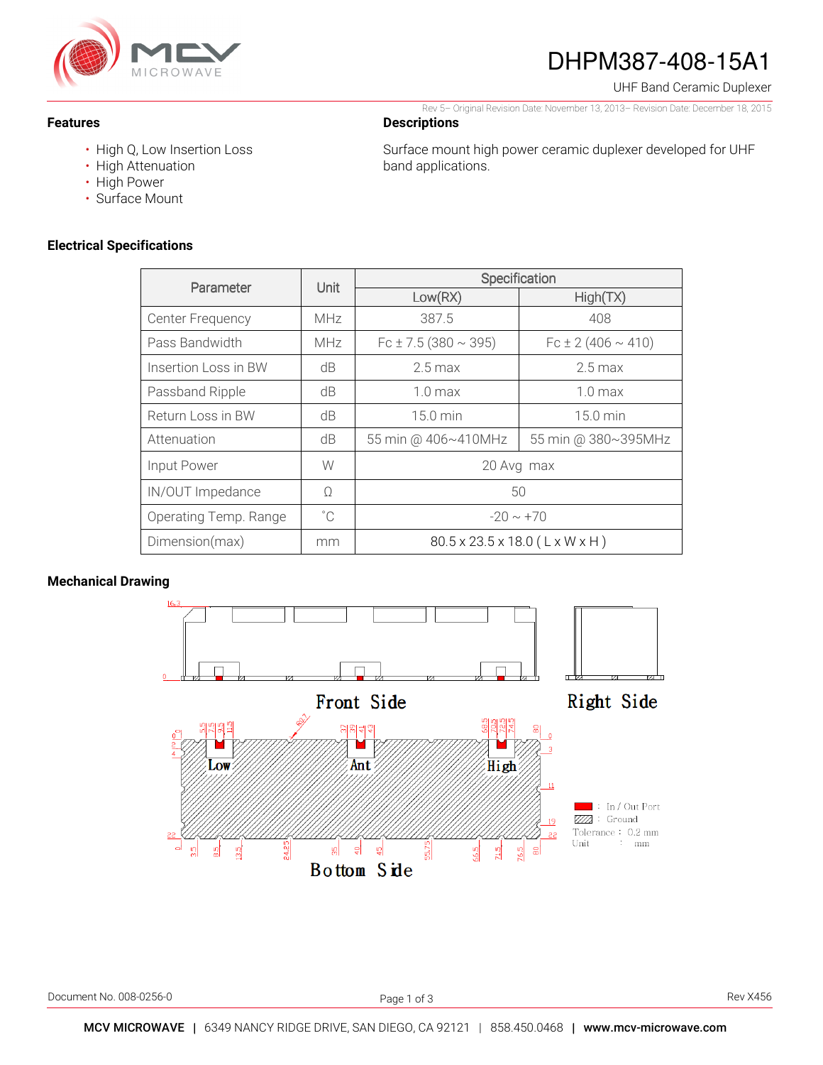# DHPM387-408-15A1

UHF Band Ceramic Duplexer

Rev 5– Original Revision Date: November 13, 2013– Revision Date: December 18, 2015

## Features

- High Q, Low Insertion Loss
- High Attenuation
- High Power
- Surface Mount

## Descriptions

Surface mount high power ceramic duplexer developed for UHF band applications.

## Electrical Specifications

| Parameter | Unit | Specification | |
|---|---|---|---|
| | | Low(RX) | High(TX) |
| Center Frequency | MHz | 387.5 | 408 |
| Pass Bandwidth | MHz | Fc ± 7.5 (380 ~ 395) | Fc ± 2 (406 ~ 410) |
| Insertion Loss in BW | dB | 2.5 max | 2.5 max |
| Passband Ripple | dB | 1.0 max | 1.0 max |
| Return Loss in BW | dB | 15.0 min | 15.0 min |
| Attenuation | dB | 55 min @ 406~410MHz | 55 min @ 380~395MHz |
| Input Power | W | 20 Avg max | |
| IN/OUT Impedance | Ω | 50 | |
| Operating Temp. Range | ˚C | -20 ~ +70 | |
| Dimension(max) | mm | 80.5 x 23.5 x 18.0 ( L x W x H ) | |

## Mechanical Drawing

Front Side

Right Side

Bottom Side

Low Ant High

: In / Out Port
: Ground
Tolerance : 0.2 mm
Unit : mm

Document No. 008-0256-0

Rev X456

**MCV MICROWAVE** | 6349 NANCY RIDGE DRIVE, SAN DIEGO, CA 92121 | 858.450.0468 | **www.mcv-microwave.com**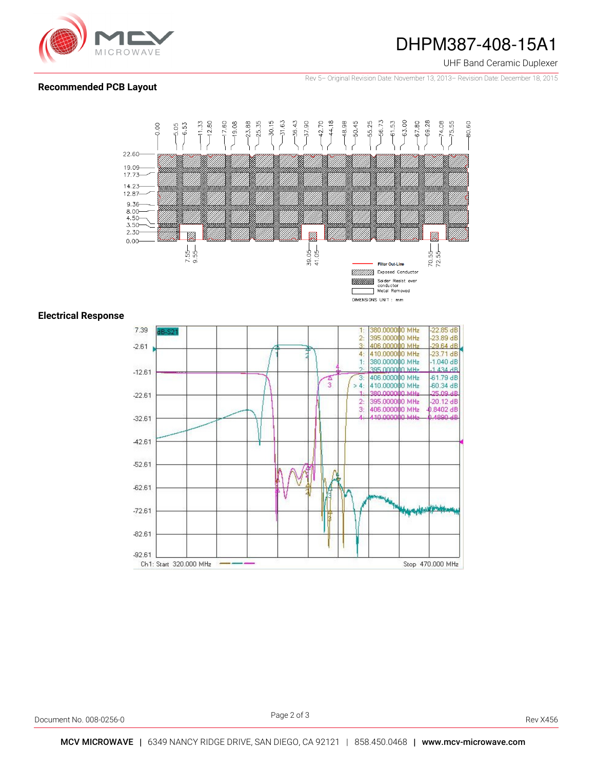## Recommended PCB Layout

## Electrical Response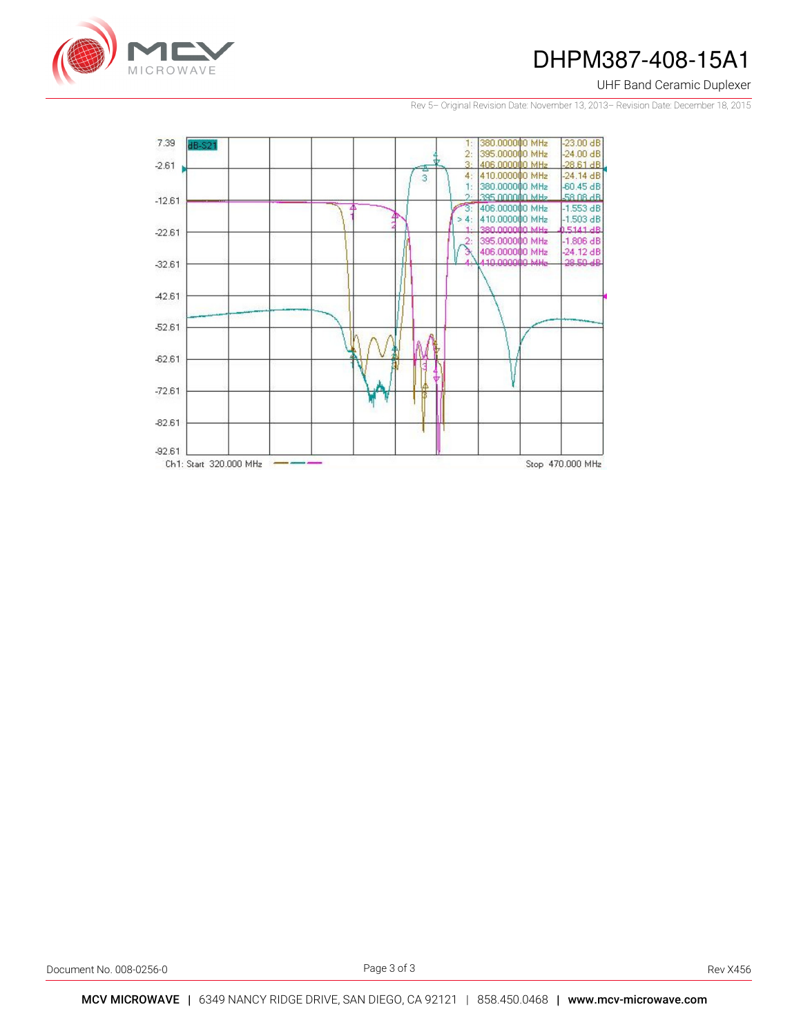# DHPM387-408-15A1

UHF Band Ceramic Duplexer

Rev 5– Original Revision Date: November 13, 2013– Revision Date: December 18, 2015

dB-S21

7.39
-2.61
-12.61
-22.61
-32.61
-42.61
-52.61
-62.61
-72.61
-82.61
-92.61

1: 380.000000 MHz -23.00 dB
2: 395.000000 MHz -24.00 dB
3: 406.000000 MHz -28.61 dB
4: 410.000000 MHz -24.14 dB
1: 380.000000 MHz -60.45 dB
2: 395.000000 MHz -58.08 dB
3: 406.000000 MHz -1.553 dB
> 4: 410.000000 MHz -1.503 dB
1: 380.000000 MHz -0.5141 dB
2: 395.000000 MHz -1.806 dB
3: 406.000000 MHz -24.12 dB
4: 410.000000 MHz -28.50 dB

Ch1: Start 320.000 MHz

Stop 470.000 MHz

Document No. 008-0256-0

Rev X456

**MCV MICROWAVE** | 6349 NANCY RIDGE DRIVE, SAN DIEGO, CA 92121 | 858.450.0468 | **www.mcv-microwave.com**